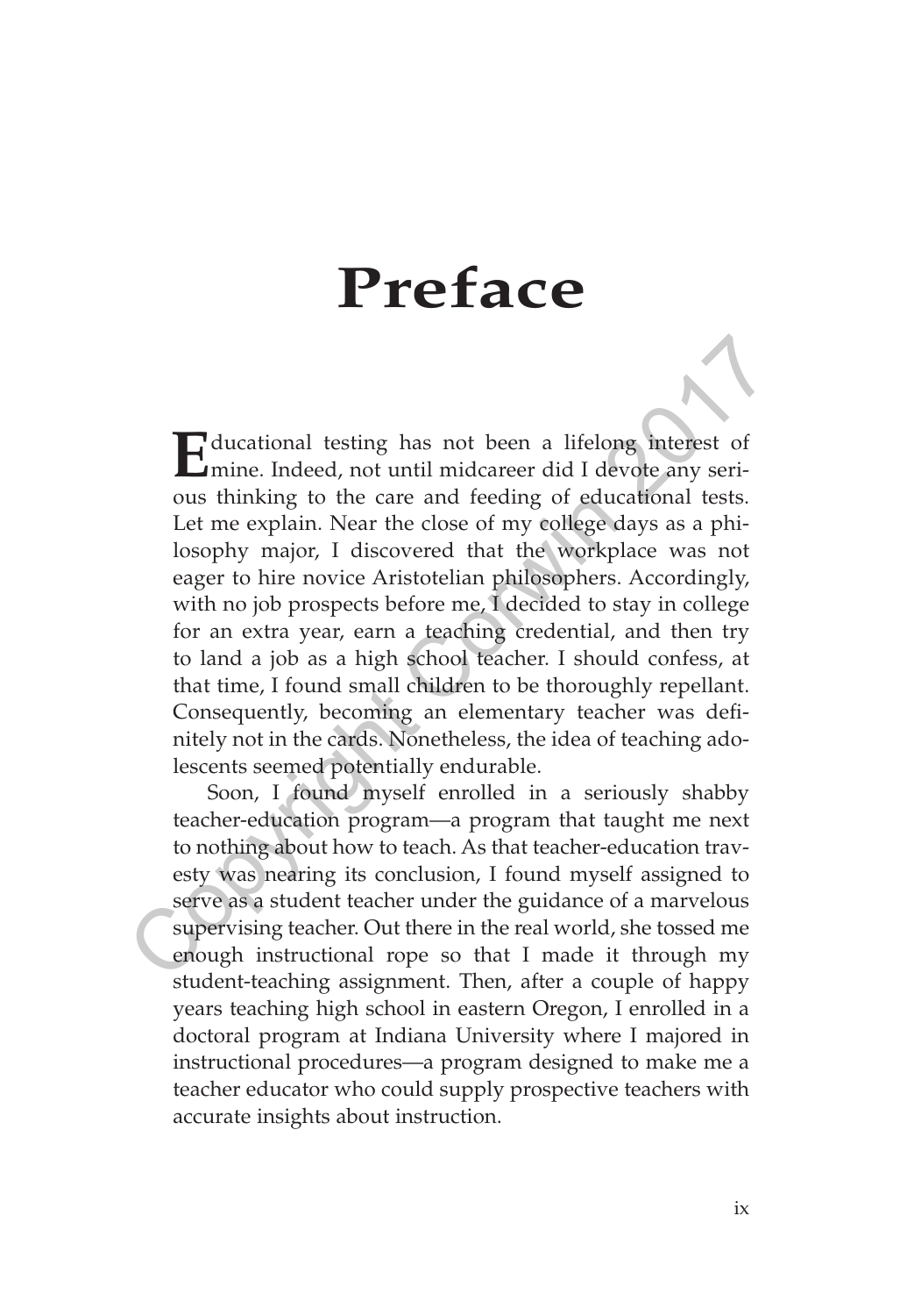# Preface

Educational testing has not been a lifelong interest of mine. Indeed, not until midcareer did I devote any serious thinking to the care and feeding of educational tests. Let me explain. Near the close of my college days as a philosophy major, I discovered that the workplace was not eager to hire novice Aristotelian philosophers. Accordingly, with no job prospects before me, I decided to stay in college for an extra year, earn a teaching credential, and then try to land a job as a high school teacher. I should confess, at that time, I found small children to be thoroughly repellant. Consequently, becoming an elementary teacher was definitely not in the cards. Nonetheless, the idea of teaching adolescents seemed potentially endurable.

Soon, I found myself enrolled in a seriously shabby teacher-education program—a program that taught me next to nothing about how to teach. As that teacher-education travesty was nearing its conclusion, I found myself assigned to serve as a student teacher under the guidance of a marvelous supervising teacher. Out there in the real world, she tossed me enough instructional rope so that I made it through my student-teaching assignment. Then, after a couple of happy years teaching high school in eastern Oregon, I enrolled in a doctoral program at Indiana University where I majored in instructional procedures—a program designed to make me a teacher educator who could supply prospective teachers with accurate insights about instruction.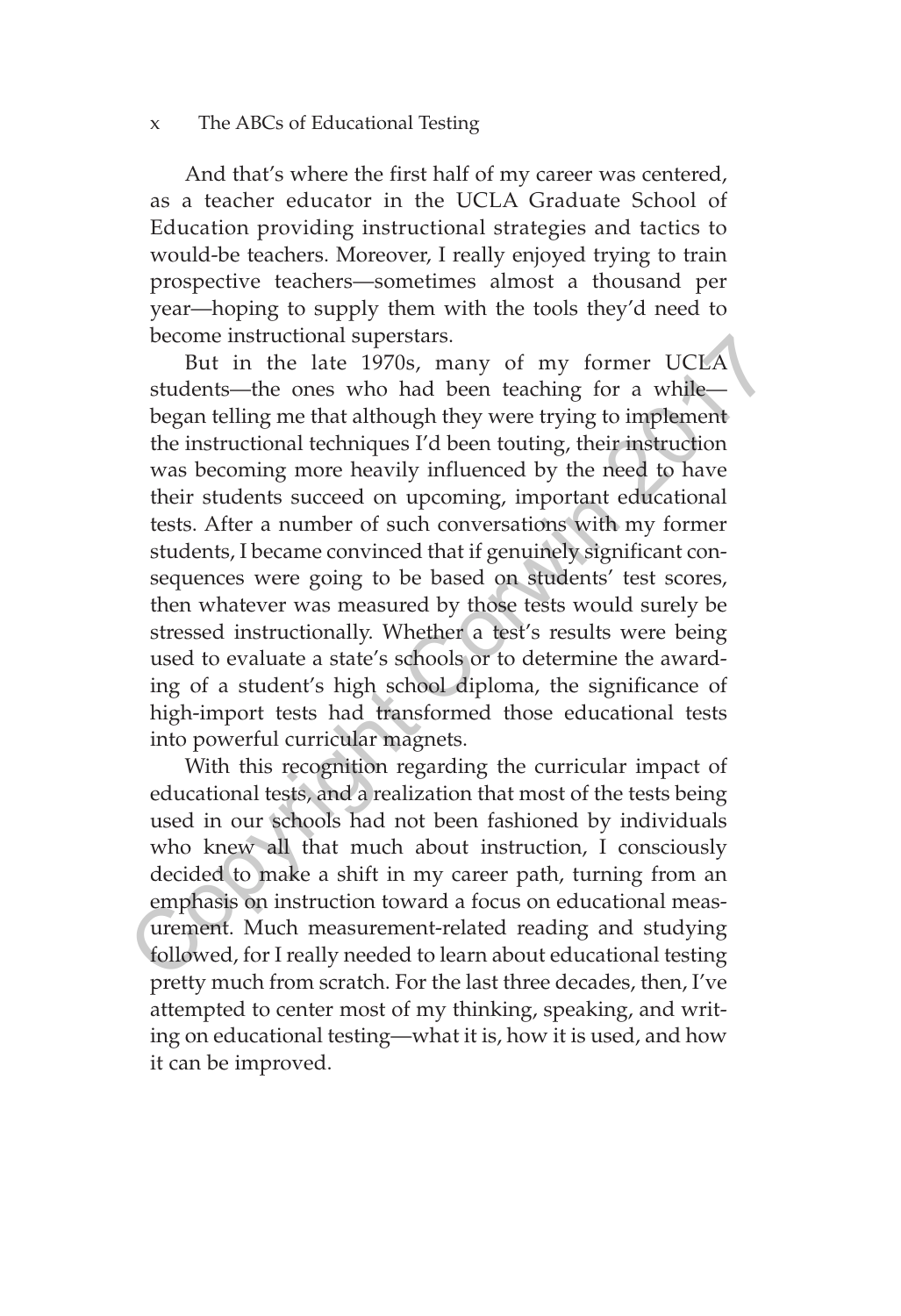And that's where the first half of my career was centered, as a teacher educator in the UCLA Graduate School of Education providing instructional strategies and tactics to would-be teachers. Moreover, I really enjoyed trying to train prospective teachers—sometimes almost a thousand per year—hoping to supply them with the tools they'd need to become instructional superstars.

But in the late 1970s, many of my former UCLA students—the ones who had been teaching for a while—began telling me that although they were trying to implement the instructional techniques I'd been touting, their instruction was becoming more heavily influenced by the need to have their students succeed on upcoming, important educational tests. After a number of such conversations with my former students, I became convinced that if genuinely significant consequences were going to be based on students' test scores, then whatever was measured by those tests would surely be stressed instructionally. Whether a test's results were being used to evaluate a state's schools or to determine the awarding of a student's high school diploma, the significance of high-import tests had transformed those educational tests into powerful curricular magnets.

With this recognition regarding the curricular impact of educational tests, and a realization that most of the tests being used in our schools had not been fashioned by individuals who knew all that much about instruction, I consciously decided to make a shift in my career path, turning from an emphasis on instruction toward a focus on educational measurement. Much measurement-related reading and studying followed, for I really needed to learn about educational testing pretty much from scratch. For the last three decades, then, I've attempted to center most of my thinking, speaking, and writing on educational testing—what it is, how it is used, and how it can be improved.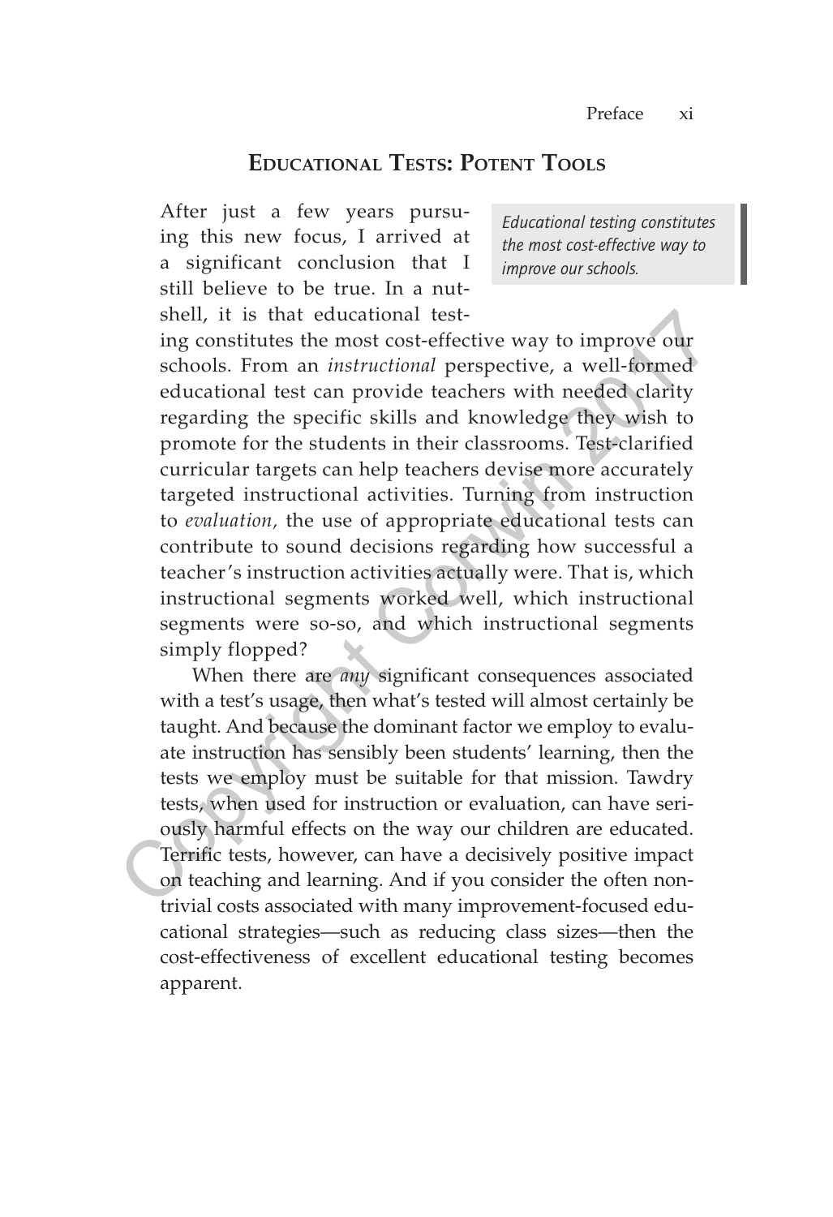## Educational Tests: Potent Tools

> *Educational testing constitutes the most cost-effective way to improve our schools.*

After just a few years pursuing this new focus, I arrived at a significant conclusion that I still believe to be true. In a nutshell, it is that educational testing constitutes the most cost-effective way to improve our schools. From an *instructional* perspective, a well-formed educational test can provide teachers with needed clarity regarding the specific skills and knowledge they wish to promote for the students in their classrooms. Test-clarified curricular targets can help teachers devise more accurately targeted instructional activities. Turning from instruction to *evaluation,* the use of appropriate educational tests can contribute to sound decisions regarding how successful a teacher's instruction activities actually were. That is, which instructional segments worked well, which instructional segments were so-so, and which instructional segments simply flopped?

When there are *any* significant consequences associated with a test's usage, then what's tested will almost certainly be taught. And because the dominant factor we employ to evaluate instruction has sensibly been students' learning, then the tests we employ must be suitable for that mission. Tawdry tests, when used for instruction or evaluation, can have seriously harmful effects on the way our children are educated. Terrific tests, however, can have a decisively positive impact on teaching and learning. And if you consider the often nontrivial costs associated with many improvement-focused educational strategies—such as reducing class sizes—then the cost-effectiveness of excellent educational testing becomes apparent.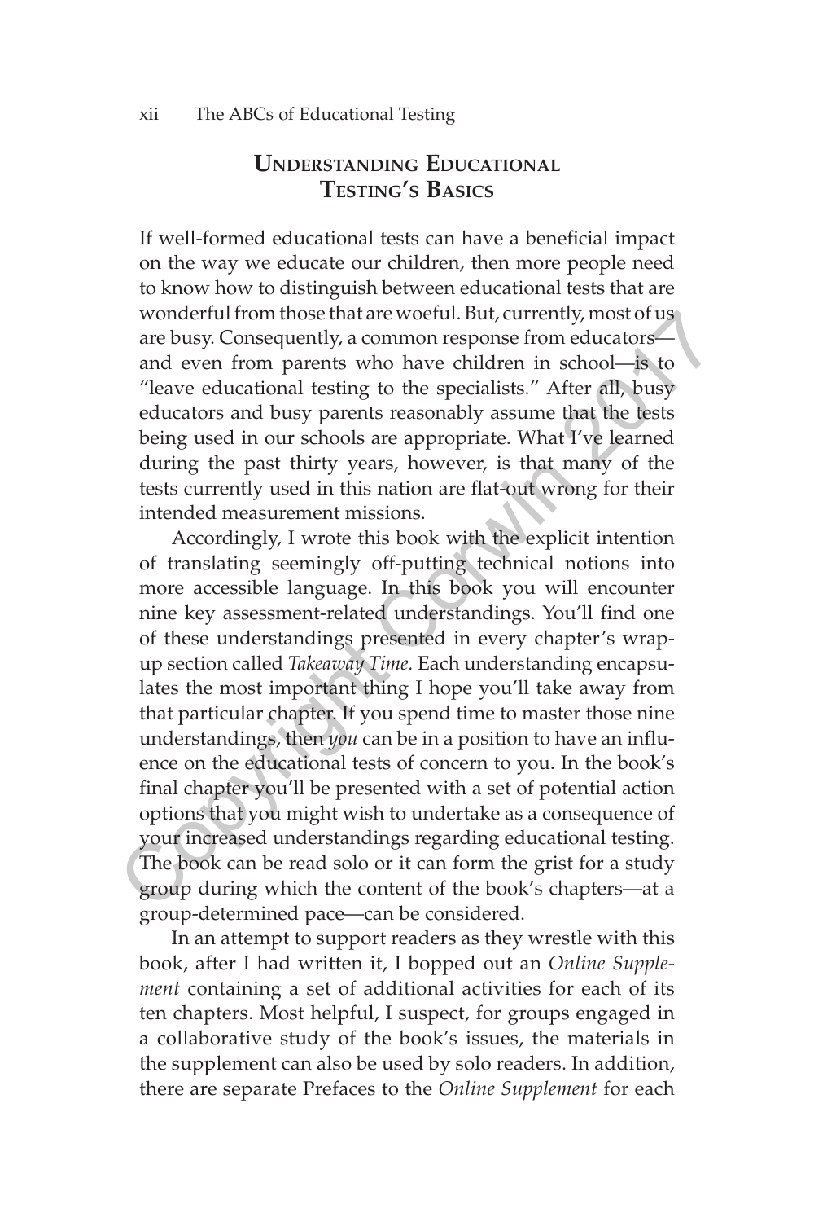## Understanding Educational Testing's Basics

If well-formed educational tests can have a beneficial impact on the way we educate our children, then more people need to know how to distinguish between educational tests that are wonderful from those that are woeful. But, currently, most of us are busy. Consequently, a common response from educators—and even from parents who have children in school—is to "leave educational testing to the specialists." After all, busy educators and busy parents reasonably assume that the tests being used in our schools are appropriate. What I've learned during the past thirty years, however, is that many of the tests currently used in this nation are flat-out wrong for their intended measurement missions.

Accordingly, I wrote this book with the explicit intention of translating seemingly off-putting technical notions into more accessible language. In this book you will encounter nine key assessment-related understandings. You'll find one of these understandings presented in every chapter's wrap-up section called *Takeaway Time*. Each understanding encapsulates the most important thing I hope you'll take away from that particular chapter. If you spend time to master those nine understandings, then *you* can be in a position to have an influence on the educational tests of concern to you. In the book's final chapter you'll be presented with a set of potential action options that you might wish to undertake as a consequence of your increased understandings regarding educational testing. The book can be read solo or it can form the grist for a study group during which the content of the book's chapters—at a group-determined pace—can be considered.

In an attempt to support readers as they wrestle with this book, after I had written it, I bopped out an *Online Supplement* containing a set of additional activities for each of its ten chapters. Most helpful, I suspect, for groups engaged in a collaborative study of the book's issues, the materials in the supplement can also be used by solo readers. In addition, there are separate Prefaces to the *Online Supplement* for each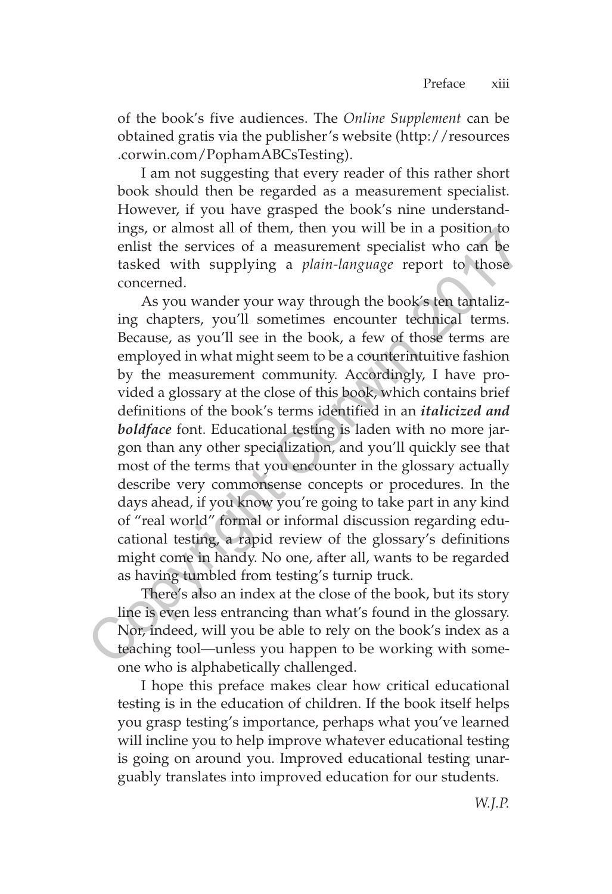of the book's five audiences. The *Online Supplement* can be obtained gratis via the publisher's website (http://resources.corwin.com/PophamABCsTesting).

I am not suggesting that every reader of this rather short book should then be regarded as a measurement specialist. However, if you have grasped the book's nine understandings, or almost all of them, then you will be in a position to enlist the services of a measurement specialist who can be tasked with supplying a *plain-language* report to those concerned.

As you wander your way through the book's ten tantalizing chapters, you'll sometimes encounter technical terms. Because, as you'll see in the book, a few of those terms are employed in what might seem to be a counterintuitive fashion by the measurement community. Accordingly, I have provided a glossary at the close of this book, which contains brief definitions of the book's terms identified in an ***italicized and boldface*** font. Educational testing is laden with no more jargon than any other specialization, and you'll quickly see that most of the terms that you encounter in the glossary actually describe very commonsense concepts or procedures. In the days ahead, if you know you're going to take part in any kind of "real world" formal or informal discussion regarding educational testing, a rapid review of the glossary's definitions might come in handy. No one, after all, wants to be regarded as having tumbled from testing's turnip truck.

There's also an index at the close of the book, but its story line is even less entrancing than what's found in the glossary. Nor, indeed, will you be able to rely on the book's index as a teaching tool—unless you happen to be working with someone who is alphabetically challenged.

I hope this preface makes clear how critical educational testing is in the education of children. If the book itself helps you grasp testing's importance, perhaps what you've learned will incline you to help improve whatever educational testing is going on around you. Improved educational testing unarguably translates into improved education for our students.

*W.J.P.*